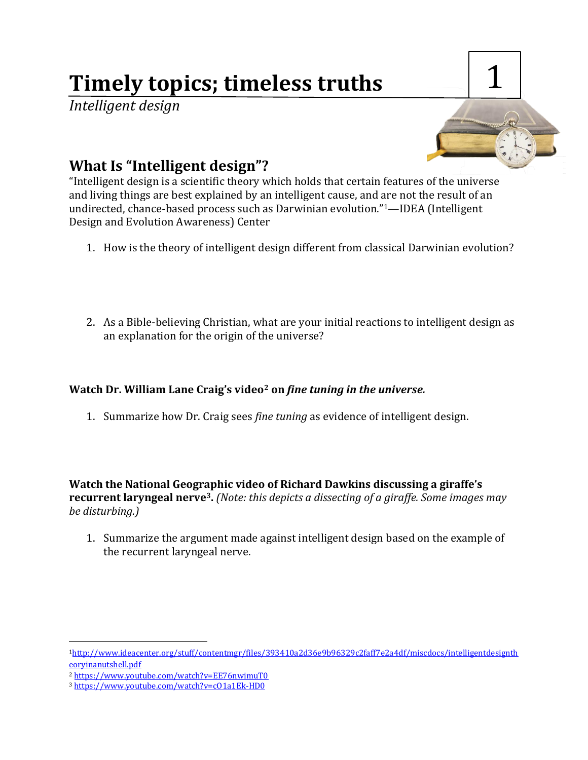# Timely topics; timeless truths

1

*Intelligent design*

## What Is "Intelligent design"?

"Intelligent design is a scientific theory which holds that certain features of the universe and living things are best explained by an intelligent cause, and are not the result of an undirected, chance-based process such as Darwinian evolution."[1]—IDEA (Intelligent Design and Evolution Awareness) Center

1. How is the theory of intelligent design different from classical Darwinian evolution?

2. As a Bible-believing Christian, what are your initial reactions to intelligent design as an explanation for the origin of the universe?

**Watch Dr. William Lane Craig's video[2] on *fine tuning in the universe.***

1. Summarize how Dr. Craig sees *fine tuning* as evidence of intelligent design.

**Watch the National Geographic video of Richard Dawkins discussing a giraffe's recurrent laryngeal nerve[3].** *(Note: this depicts a dissecting of a giraffe. Some images may be disturbing.)*

1. Summarize the argument made against intelligent design based on the example of the recurrent laryngeal nerve.

---

[1] http://www.ideacenter.org/stuff/contentmgr/files/393410a2d36e9b96329c2faff7e2a4df/miscdocs/intelligentdesigntheoryinanutshell.pdf

[2] https://www.youtube.com/watch?v=EE76nwimuT0

[3] https://www.youtube.com/watch?v=cO1a1Ek-HD0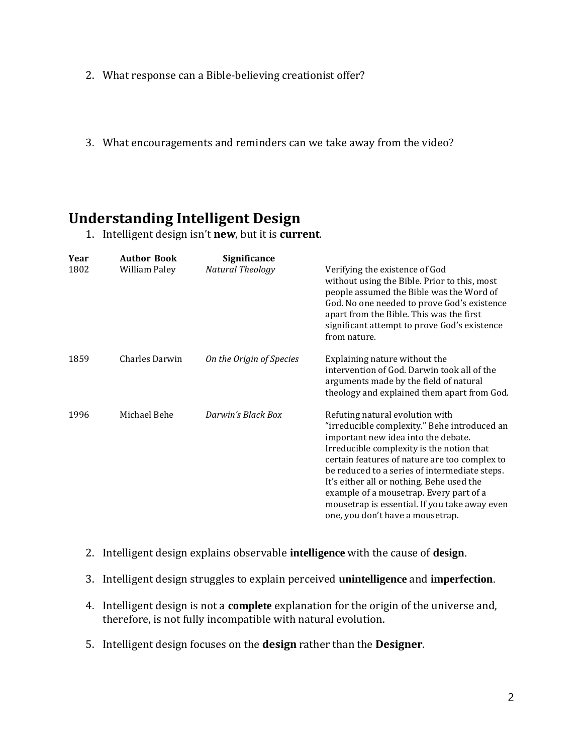2. What response can a Bible-believing creationist offer?

3. What encouragements and reminders can we take away from the video?

## Understanding Intelligent Design

1. Intelligent design isn't **new**, but it is **current**.

| Year | Author | Book | Significance |
|---|---|---|---|
| 1802 | William Paley | *Natural Theology* | Verifying the existence of God without using the Bible. Prior to this, most people assumed the Bible was the Word of God. No one needed to prove God's existence apart from the Bible. This was the first significant attempt to prove God's existence from nature. |
| 1859 | Charles Darwin | *On the Origin of Species* | Explaining nature without the intervention of God. Darwin took all of the arguments made by the field of natural theology and explained them apart from God. |
| 1996 | Michael Behe | *Darwin's Black Box* | Refuting natural evolution with "irreducible complexity." Behe introduced an important new idea into the debate. Irreducible complexity is the notion that certain features of nature are too complex to be reduced to a series of intermediate steps. It's either all or nothing. Behe used the example of a mousetrap. Every part of a mousetrap is essential. If you take away even one, you don't have a mousetrap. |

2. Intelligent design explains observable **intelligence** with the cause of **design**.
3. Intelligent design struggles to explain perceived **unintelligence** and **imperfection**.
4. Intelligent design is not a **complete** explanation for the origin of the universe and, therefore, is not fully incompatible with natural evolution.
5. Intelligent design focuses on the **design** rather than the **Designer**.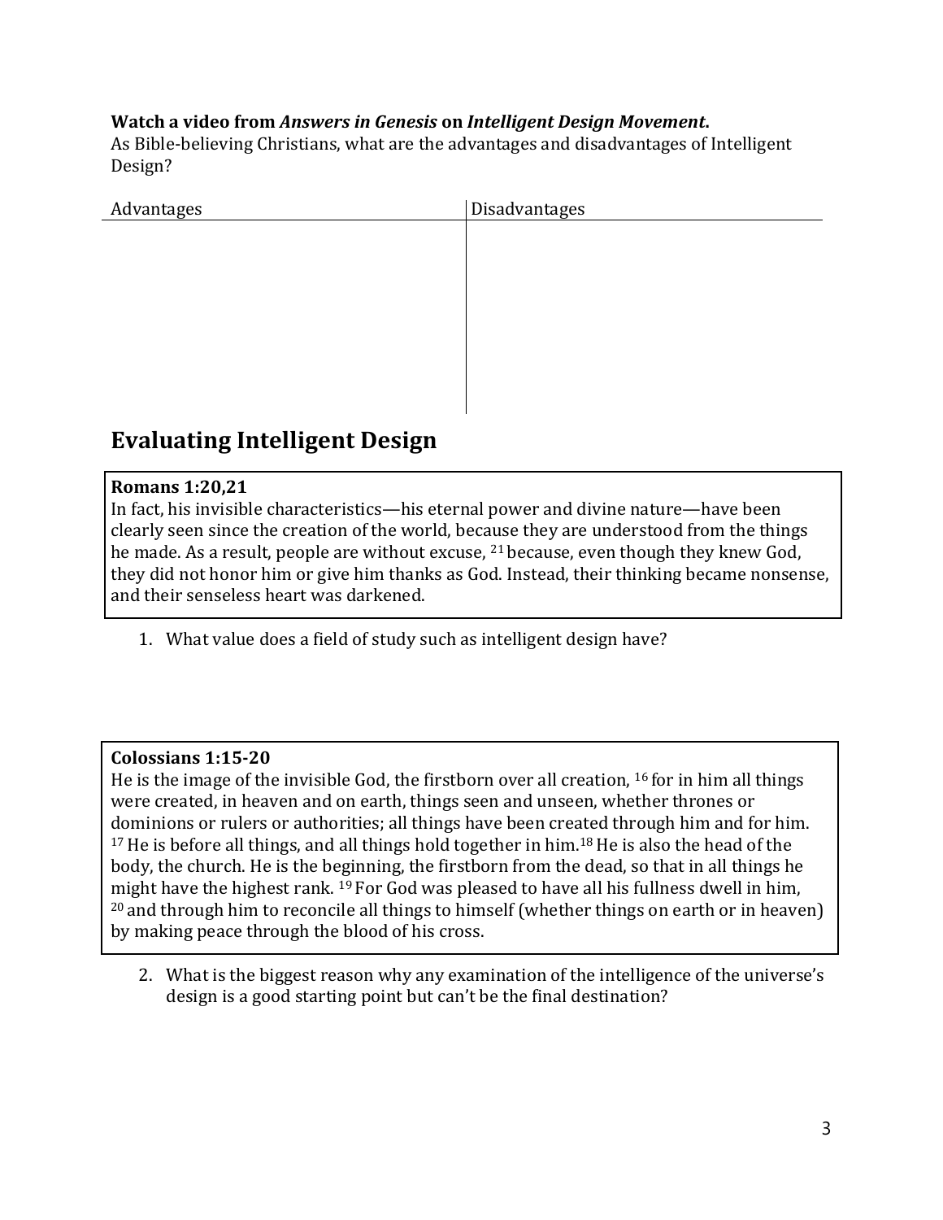**Watch a video from *Answers in Genesis* on *Intelligent Design Movement*.**
As Bible-believing Christians, what are the advantages and disadvantages of Intelligent Design?

| Advantages | Disadvantages |
|---|---|
| | |

## Evaluating Intelligent Design

> **Romans 1:20,21**
> In fact, his invisible characteristics—his eternal power and divine nature—have been clearly seen since the creation of the world, because they are understood from the things he made. As a result, people are without excuse, [21] because, even though they knew God, they did not honor him or give him thanks as God. Instead, their thinking became nonsense, and their senseless heart was darkened.

1. What value does a field of study such as intelligent design have?

> **Colossians 1:15-20**
> He is the image of the invisible God, the firstborn over all creation, [16] for in him all things were created, in heaven and on earth, things seen and unseen, whether thrones or dominions or rulers or authorities; all things have been created through him and for him. [17] He is before all things, and all things hold together in him.[18] He is also the head of the body, the church. He is the beginning, the firstborn from the dead, so that in all things he might have the highest rank. [19] For God was pleased to have all his fullness dwell in him, [20] and through him to reconcile all things to himself (whether things on earth or in heaven) by making peace through the blood of his cross.

2. What is the biggest reason why any examination of the intelligence of the universe's design is a good starting point but can't be the final destination?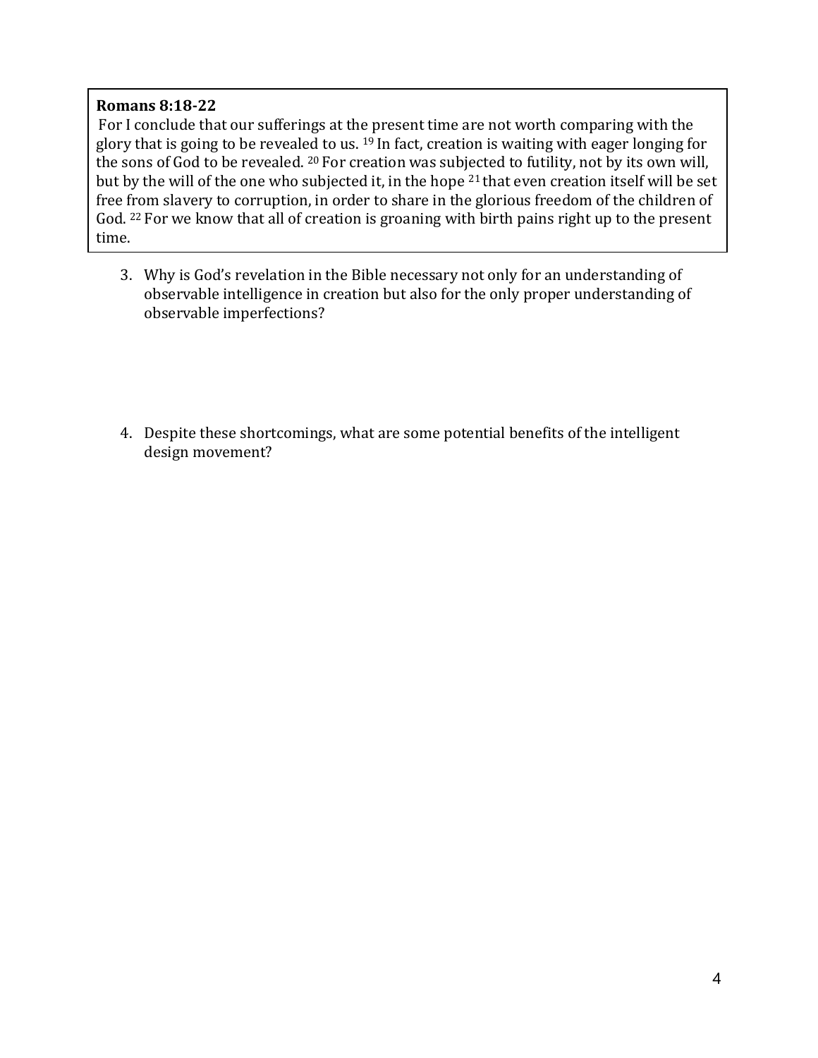**Romans 8:18-22**

For I conclude that our sufferings at the present time are not worth comparing with the glory that is going to be revealed to us. [19] In fact, creation is waiting with eager longing for the sons of God to be revealed. [20] For creation was subjected to futility, not by its own will, but by the will of the one who subjected it, in the hope [21] that even creation itself will be set free from slavery to corruption, in order to share in the glorious freedom of the children of God. [22] For we know that all of creation is groaning with birth pains right up to the present time.

3. Why is God's revelation in the Bible necessary not only for an understanding of observable intelligence in creation but also for the only proper understanding of observable imperfections?

4. Despite these shortcomings, what are some potential benefits of the intelligent design movement?